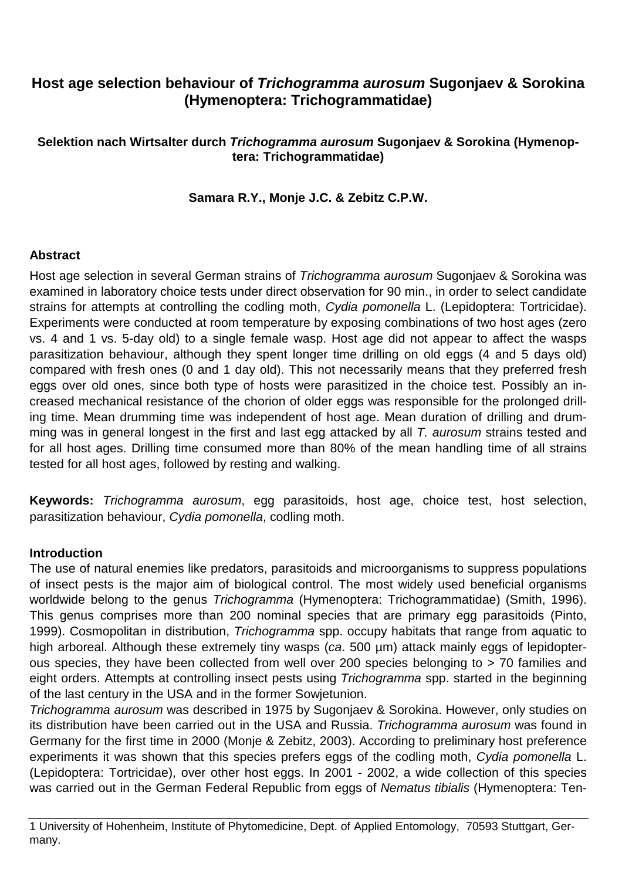# Host age selection behaviour of *Trichogramma aurosum* Sugonjaev & Sorokina (Hymenoptera: Trichogrammatidae)

### Selektion nach Wirtsalter durch *Trichogramma aurosum* Sugonjaev & Sorokina (Hymenoptera: Trichogrammatidae)

**Samara R.Y., Monje J.C. & Zebitz C.P.W.**

## Abstract

Host age selection in several German strains of *Trichogramma aurosum* Sugonjaev & Sorokina was examined in laboratory choice tests under direct observation for 90 min., in order to select candidate strains for attempts at controlling the codling moth, *Cydia pomonella* L. (Lepidoptera: Tortricidae). Experiments were conducted at room temperature by exposing combinations of two host ages (zero vs. 4 and 1 vs. 5-day old) to a single female wasp. Host age did not appear to affect the wasps parasitization behaviour, although they spent longer time drilling on old eggs (4 and 5 days old) compared with fresh ones (0 and 1 day old). This not necessarily means that they preferred fresh eggs over old ones, since both type of hosts were parasitized in the choice test. Possibly an increased mechanical resistance of the chorion of older eggs was responsible for the prolonged drilling time. Mean drumming time was independent of host age. Mean duration of drilling and drumming was in general longest in the first and last egg attacked by all *T. aurosum* strains tested and for all host ages. Drilling time consumed more than 80% of the mean handling time of all strains tested for all host ages, followed by resting and walking.

**Keywords:** *Trichogramma aurosum*, egg parasitoids, host age, choice test, host selection, parasitization behaviour, *Cydia pomonella*, codling moth.

## Introduction

The use of natural enemies like predators, parasitoids and microorganisms to suppress populations of insect pests is the major aim of biological control. The most widely used beneficial organisms worldwide belong to the genus *Trichogramma* (Hymenoptera: Trichogrammatidae) (Smith, 1996). This genus comprises more than 200 nominal species that are primary egg parasitoids (Pinto, 1999). Cosmopolitan in distribution, *Trichogramma* spp. occupy habitats that range from aquatic to high arboreal. Although these extremely tiny wasps (*ca*. 500 µm) attack mainly eggs of lepidopterous species, they have been collected from well over 200 species belonging to > 70 families and eight orders. Attempts at controlling insect pests using *Trichogramma* spp. started in the beginning of the last century in the USA and in the former Sowjetunion.

*Trichogramma aurosum* was described in 1975 by Sugonjaev & Sorokina. However, only studies on its distribution have been carried out in the USA and Russia. *Trichogramma aurosum* was found in Germany for the first time in 2000 (Monje & Zebitz, 2003). According to preliminary host preference experiments it was shown that this species prefers eggs of the codling moth, *Cydia pomonella* L. (Lepidoptera: Tortricidae), over other host eggs. In 2001 - 2002, a wide collection of this species was carried out in the German Federal Republic from eggs of *Nematus tibialis* (Hymenoptera: Ten-

[1] University of Hohenheim, Institute of Phytomedicine, Dept. of Applied Entomology, 70593 Stuttgart, Germany.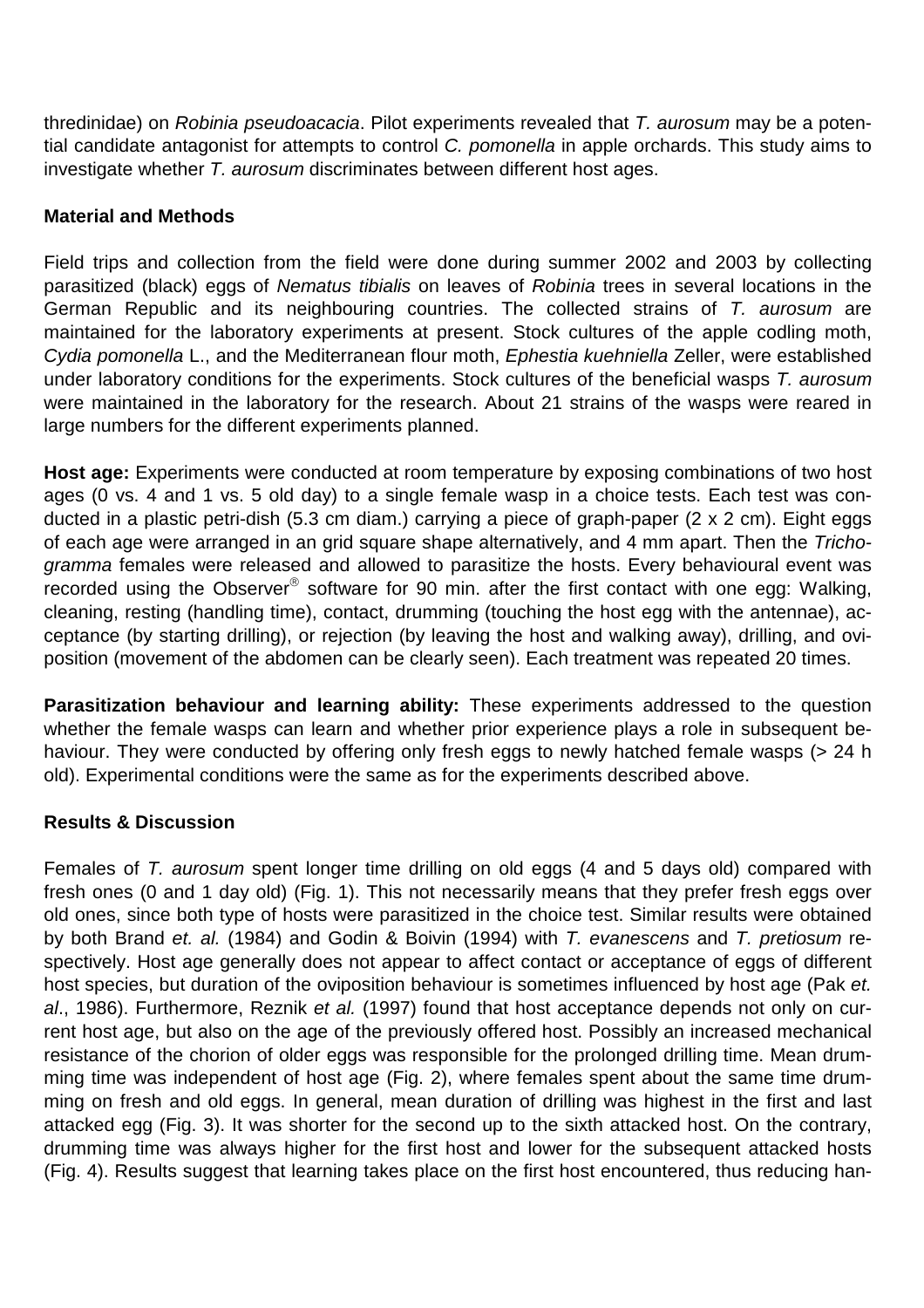thredinidae) on *Robinia pseudoacacia*. Pilot experiments revealed that *T. aurosum* may be a potential candidate antagonist for attempts to control *C. pomonella* in apple orchards. This study aims to investigate whether *T. aurosum* discriminates between different host ages.

## Material and Methods

Field trips and collection from the field were done during summer 2002 and 2003 by collecting parasitized (black) eggs of *Nematus tibialis* on leaves of *Robinia* trees in several locations in the German Republic and its neighbouring countries. The collected strains of *T. aurosum* are maintained for the laboratory experiments at present. Stock cultures of the apple codling moth, *Cydia pomonella* L., and the Mediterranean flour moth, *Ephestia kuehniella* Zeller, were established under laboratory conditions for the experiments. Stock cultures of the beneficial wasps *T. aurosum* were maintained in the laboratory for the research. About 21 strains of the wasps were reared in large numbers for the different experiments planned.

**Host age:** Experiments were conducted at room temperature by exposing combinations of two host ages (0 vs. 4 and 1 vs. 5 old day) to a single female wasp in a choice tests. Each test was conducted in a plastic petri-dish (5.3 cm diam.) carrying a piece of graph-paper (2 x 2 cm). Eight eggs of each age were arranged in an grid square shape alternatively, and 4 mm apart. Then the *Trichogramma* females were released and allowed to parasitize the hosts. Every behavioural event was recorded using the Observer® software for 90 min. after the first contact with one egg: Walking, cleaning, resting (handling time), contact, drumming (touching the host egg with the antennae), acceptance (by starting drilling), or rejection (by leaving the host and walking away), drilling, and oviposition (movement of the abdomen can be clearly seen). Each treatment was repeated 20 times.

**Parasitization behaviour and learning ability:** These experiments addressed to the question whether the female wasps can learn and whether prior experience plays a role in subsequent behaviour. They were conducted by offering only fresh eggs to newly hatched female wasps (> 24 h old). Experimental conditions were the same as for the experiments described above.

## Results & Discussion

Females of *T. aurosum* spent longer time drilling on old eggs (4 and 5 days old) compared with fresh ones (0 and 1 day old) (Fig. 1). This not necessarily means that they prefer fresh eggs over old ones, since both type of hosts were parasitized in the choice test. Similar results were obtained by both Brand *et. al.* (1984) and Godin & Boivin (1994) with *T. evanescens* and *T. pretiosum* respectively. Host age generally does not appear to affect contact or acceptance of eggs of different host species, but duration of the oviposition behaviour is sometimes influenced by host age (Pak *et. al*., 1986). Furthermore, Reznik *et al.* (1997) found that host acceptance depends not only on current host age, but also on the age of the previously offered host. Possibly an increased mechanical resistance of the chorion of older eggs was responsible for the prolonged drilling time. Mean drumming time was independent of host age (Fig. 2), where females spent about the same time drumming on fresh and old eggs. In general, mean duration of drilling was highest in the first and last attacked egg (Fig. 3). It was shorter for the second up to the sixth attacked host. On the contrary, drumming time was always higher for the first host and lower for the subsequent attacked hosts (Fig. 4). Results suggest that learning takes place on the first host encountered, thus reducing han-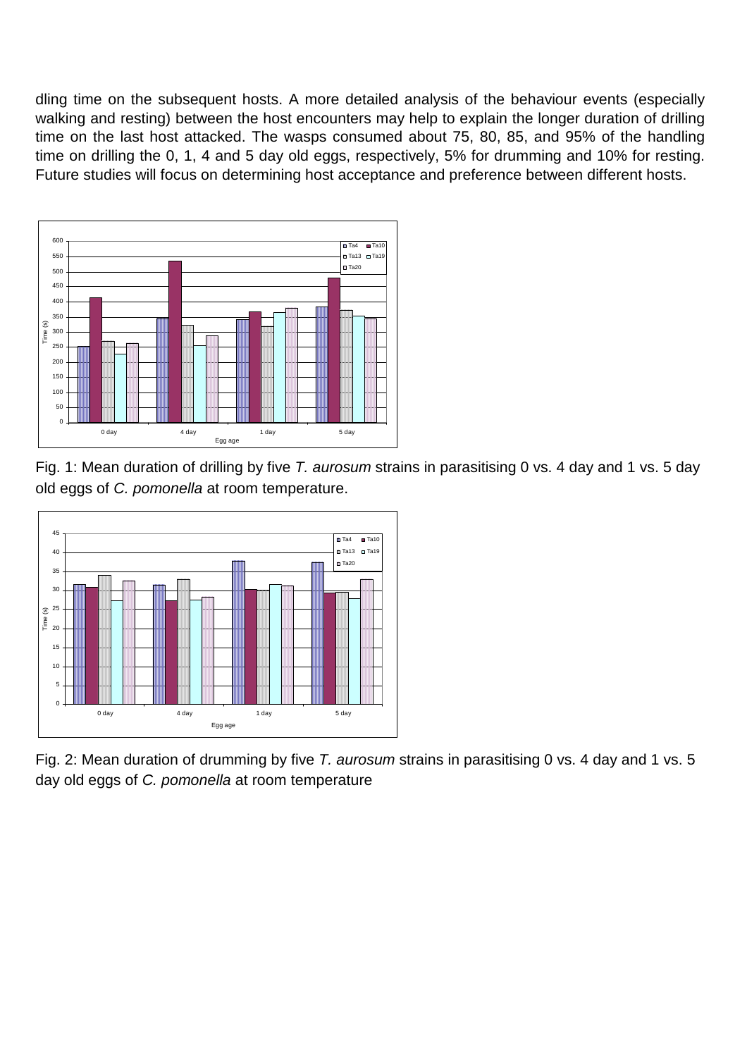dling time on the subsequent hosts. A more detailed analysis of the behaviour events (especially walking and resting) between the host encounters may help to explain the longer duration of drilling time on the last host attacked. The wasps consumed about 75, 80, 85, and 95% of the handling time on drilling the 0, 1, 4 and 5 day old eggs, respectively, 5% for drumming and 10% for resting. Future studies will focus on determining host acceptance and preference between different hosts.

Fig. 1: Mean duration of drilling by five *T. aurosum* strains in parasitising 0 vs. 4 day and 1 vs. 5 day old eggs of *C. pomonella* at room temperature.

Fig. 2: Mean duration of drumming by five *T. aurosum* strains in parasitising 0 vs. 4 day and 1 vs. 5 day old eggs of *C. pomonella* at room temperature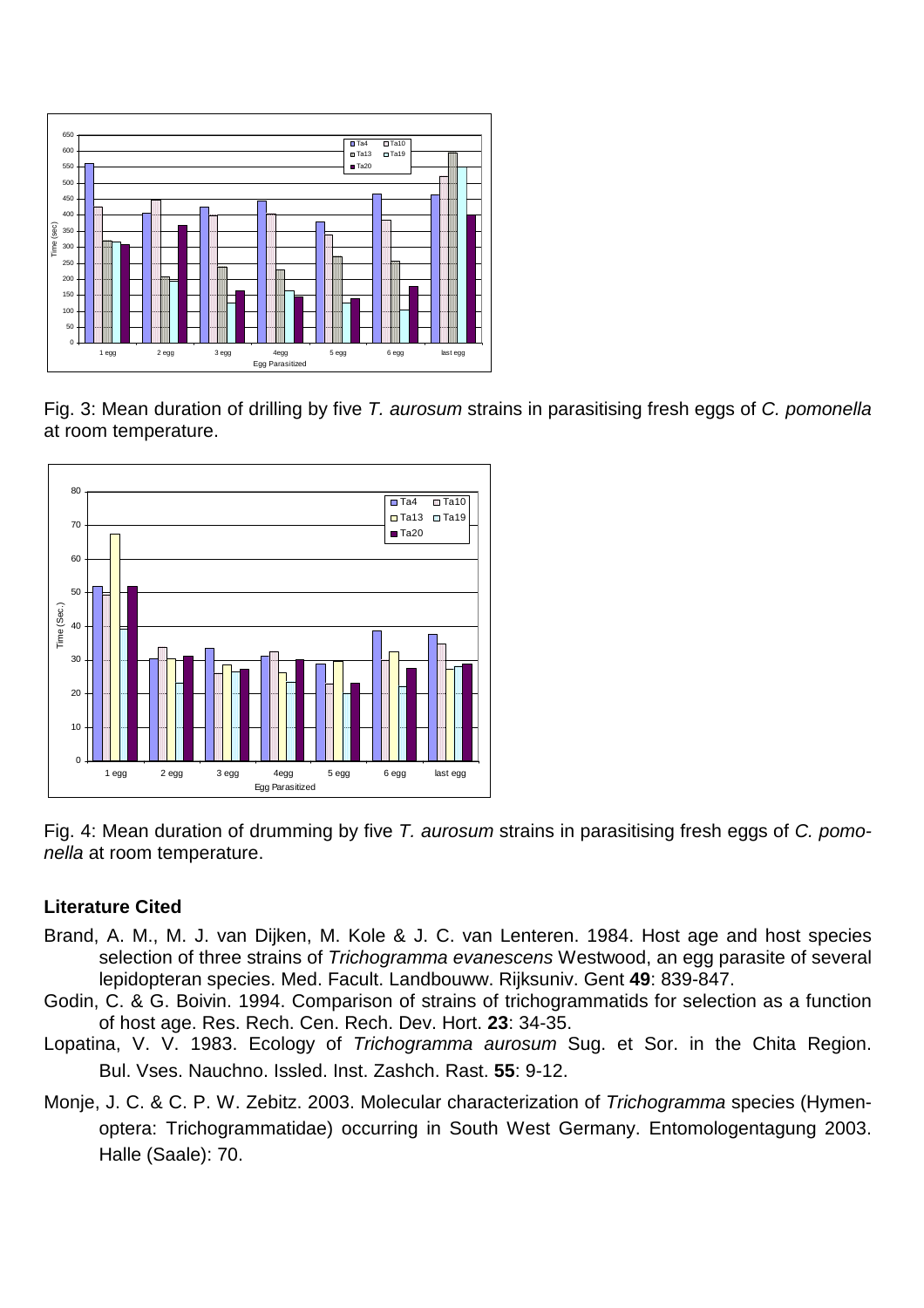Fig. 3: Mean duration of drilling by five *T. aurosum* strains in parasitising fresh eggs of *C. pomonella* at room temperature.

Fig. 4: Mean duration of drumming by five *T. aurosum* strains in parasitising fresh eggs of *C. pomonella* at room temperature.

### Literature Cited

Brand, A. M., M. J. van Dijken, M. Kole & J. C. van Lenteren. 1984. Host age and host species selection of three strains of *Trichogramma evanescens* Westwood, an egg parasite of several lepidopteran species. Med. Facult. Landbouww. Rijksuniv. Gent **49**: 839-847.

Godin, C. & G. Boivin. 1994. Comparison of strains of trichogrammatids for selection as a function of host age. Res. Rech. Cen. Rech. Dev. Hort. **23**: 34-35.

Lopatina, V. V. 1983. Ecology of *Trichogramma aurosum* Sug. et Sor. in the Chita Region. Bul. Vses. Nauchno. Issled. Inst. Zashch. Rast. **55**: 9-12.

Monje, J. C. & C. P. W. Zebitz. 2003. Molecular characterization of *Trichogramma* species (Hymenoptera: Trichogrammatidae) occurring in South West Germany. Entomologentagung 2003. Halle (Saale): 70.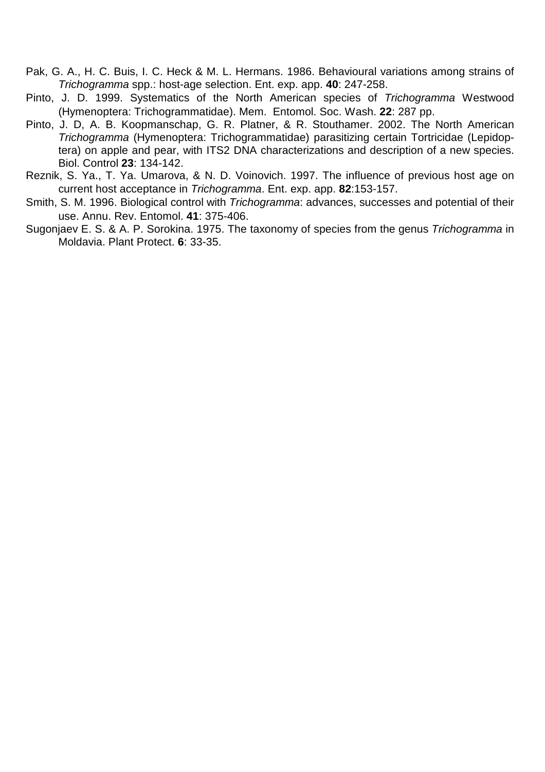Pak, G. A., H. C. Buis, I. C. Heck & M. L. Hermans. 1986. Behavioural variations among strains of *Trichogramma* spp.: host-age selection. Ent. exp. app. **40**: 247-258.

Pinto, J. D. 1999. Systematics of the North American species of *Trichogramma* Westwood (Hymenoptera: Trichogrammatidae). Mem. Entomol. Soc. Wash. **22**: 287 pp.

Pinto, J. D, A. B. Koopmanschap, G. R. Platner, & R. Stouthamer. 2002. The North American *Trichogramma* (Hymenoptera: Trichogrammatidae) parasitizing certain Tortricidae (Lepidoptera) on apple and pear, with ITS2 DNA characterizations and description of a new species. Biol. Control **23**: 134-142.

Reznik, S. Ya., T. Ya. Umarova, & N. D. Voinovich. 1997. The influence of previous host age on current host acceptance in *Trichogramma*. Ent. exp. app. **82**:153-157.

Smith, S. M. 1996. Biological control with *Trichogramma*: advances, successes and potential of their use. Annu. Rev. Entomol. **41**: 375-406.

Sugonjaev E. S. & A. P. Sorokina. 1975. The taxonomy of species from the genus *Trichogramma* in Moldavia. Plant Protect. **6**: 33-35.